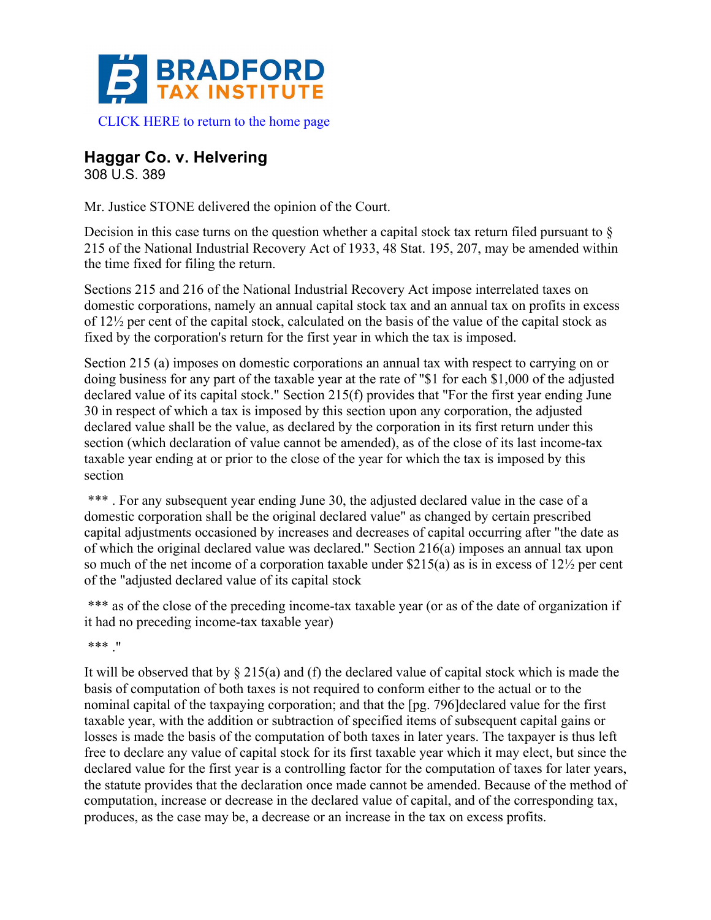**BRADFORD**
**TAX INSTITUTE**

CLICK HERE to return to the home page

## Haggar Co. v. Helvering

308 U.S. 389

Mr. Justice STONE delivered the opinion of the Court.

Decision in this case turns on the question whether a capital stock tax return filed pursuant to § 215 of the National Industrial Recovery Act of 1933, 48 Stat. 195, 207, may be amended within the time fixed for filing the return.

Sections 215 and 216 of the National Industrial Recovery Act impose interrelated taxes on domestic corporations, namely an annual capital stock tax and an annual tax on profits in excess of 12½ per cent of the capital stock, calculated on the basis of the value of the capital stock as fixed by the corporation's return for the first year in which the tax is imposed.

Section 215 (a) imposes on domestic corporations an annual tax with respect to carrying on or doing business for any part of the taxable year at the rate of "$1 for each $1,000 of the adjusted declared value of its capital stock." Section 215(f) provides that "For the first year ending June 30 in respect of which a tax is imposed by this section upon any corporation, the adjusted declared value shall be the value, as declared by the corporation in its first return under this section (which declaration of value cannot be amended), as of the close of its last income-tax taxable year ending at or prior to the close of the year for which the tax is imposed by this section

*** . For any subsequent year ending June 30, the adjusted declared value in the case of a domestic corporation shall be the original declared value" as changed by certain prescribed capital adjustments occasioned by increases and decreases of capital occurring after "the date as of which the original declared value was declared." Section 216(a) imposes an annual tax upon so much of the net income of a corporation taxable under $215(a) as is in excess of 12½ per cent of the "adjusted declared value of its capital stock

*** as of the close of the preceding income-tax taxable year (or as of the date of organization if it had no preceding income-tax taxable year)

*** ."

It will be observed that by § 215(a) and (f) the declared value of capital stock which is made the basis of computation of both taxes is not required to conform either to the actual or to the nominal capital of the taxpaying corporation; and that the [pg. 796]declared value for the first taxable year, with the addition or subtraction of specified items of subsequent capital gains or losses is made the basis of the computation of both taxes in later years. The taxpayer is thus left free to declare any value of capital stock for its first taxable year which it may elect, but since the declared value for the first year is a controlling factor for the computation of taxes for later years, the statute provides that the declaration once made cannot be amended. Because of the method of computation, increase or decrease in the declared value of capital, and of the corresponding tax, produces, as the case may be, a decrease or an increase in the tax on excess profits.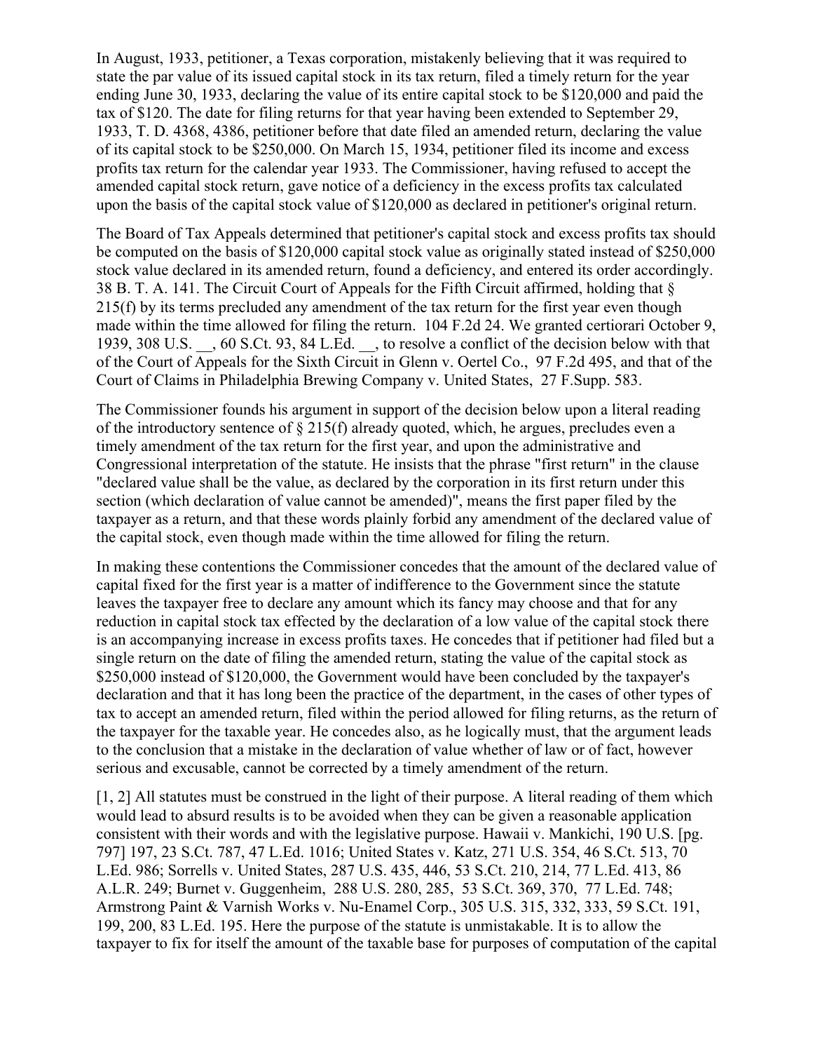In August, 1933, petitioner, a Texas corporation, mistakenly believing that it was required to state the par value of its issued capital stock in its tax return, filed a timely return for the year ending June 30, 1933, declaring the value of its entire capital stock to be $120,000 and paid the tax of $120. The date for filing returns for that year having been extended to September 29, 1933, T. D. 4368, 4386, petitioner before that date filed an amended return, declaring the value of its capital stock to be $250,000. On March 15, 1934, petitioner filed its income and excess profits tax return for the calendar year 1933. The Commissioner, having refused to accept the amended capital stock return, gave notice of a deficiency in the excess profits tax calculated upon the basis of the capital stock value of $120,000 as declared in petitioner's original return.

The Board of Tax Appeals determined that petitioner's capital stock and excess profits tax should be computed on the basis of $120,000 capital stock value as originally stated instead of $250,000 stock value declared in its amended return, found a deficiency, and entered its order accordingly. 38 B. T. A. 141. The Circuit Court of Appeals for the Fifth Circuit affirmed, holding that § 215(f) by its terms precluded any amendment of the tax return for the first year even though made within the time allowed for filing the return. 104 F.2d 24. We granted certiorari October 9, 1939, 308 U.S. __, 60 S.Ct. 93, 84 L.Ed. __, to resolve a conflict of the decision below with that of the Court of Appeals for the Sixth Circuit in Glenn v. Oertel Co., 97 F.2d 495, and that of the Court of Claims in Philadelphia Brewing Company v. United States, 27 F.Supp. 583.

The Commissioner founds his argument in support of the decision below upon a literal reading of the introductory sentence of § 215(f) already quoted, which, he argues, precludes even a timely amendment of the tax return for the first year, and upon the administrative and Congressional interpretation of the statute. He insists that the phrase "first return" in the clause "declared value shall be the value, as declared by the corporation in its first return under this section (which declaration of value cannot be amended)", means the first paper filed by the taxpayer as a return, and that these words plainly forbid any amendment of the declared value of the capital stock, even though made within the time allowed for filing the return.

In making these contentions the Commissioner concedes that the amount of the declared value of capital fixed for the first year is a matter of indifference to the Government since the statute leaves the taxpayer free to declare any amount which its fancy may choose and that for any reduction in capital stock tax effected by the declaration of a low value of the capital stock there is an accompanying increase in excess profits taxes. He concedes that if petitioner had filed but a single return on the date of filing the amended return, stating the value of the capital stock as $250,000 instead of $120,000, the Government would have been concluded by the taxpayer's declaration and that it has long been the practice of the department, in the cases of other types of tax to accept an amended return, filed within the period allowed for filing returns, as the return of the taxpayer for the taxable year. He concedes also, as he logically must, that the argument leads to the conclusion that a mistake in the declaration of value whether of law or of fact, however serious and excusable, cannot be corrected by a timely amendment of the return.

[1, 2] All statutes must be construed in the light of their purpose. A literal reading of them which would lead to absurd results is to be avoided when they can be given a reasonable application consistent with their words and with the legislative purpose. Hawaii v. Mankichi, 190 U.S. [pg. 797] 197, 23 S.Ct. 787, 47 L.Ed. 1016; United States v. Katz, 271 U.S. 354, 46 S.Ct. 513, 70 L.Ed. 986; Sorrells v. United States, 287 U.S. 435, 446, 53 S.Ct. 210, 214, 77 L.Ed. 413, 86 A.L.R. 249; Burnet v. Guggenheim, 288 U.S. 280, 285, 53 S.Ct. 369, 370, 77 L.Ed. 748; Armstrong Paint & Varnish Works v. Nu-Enamel Corp., 305 U.S. 315, 332, 333, 59 S.Ct. 191, 199, 200, 83 L.Ed. 195. Here the purpose of the statute is unmistakable. It is to allow the taxpayer to fix for itself the amount of the taxable base for purposes of computation of the capital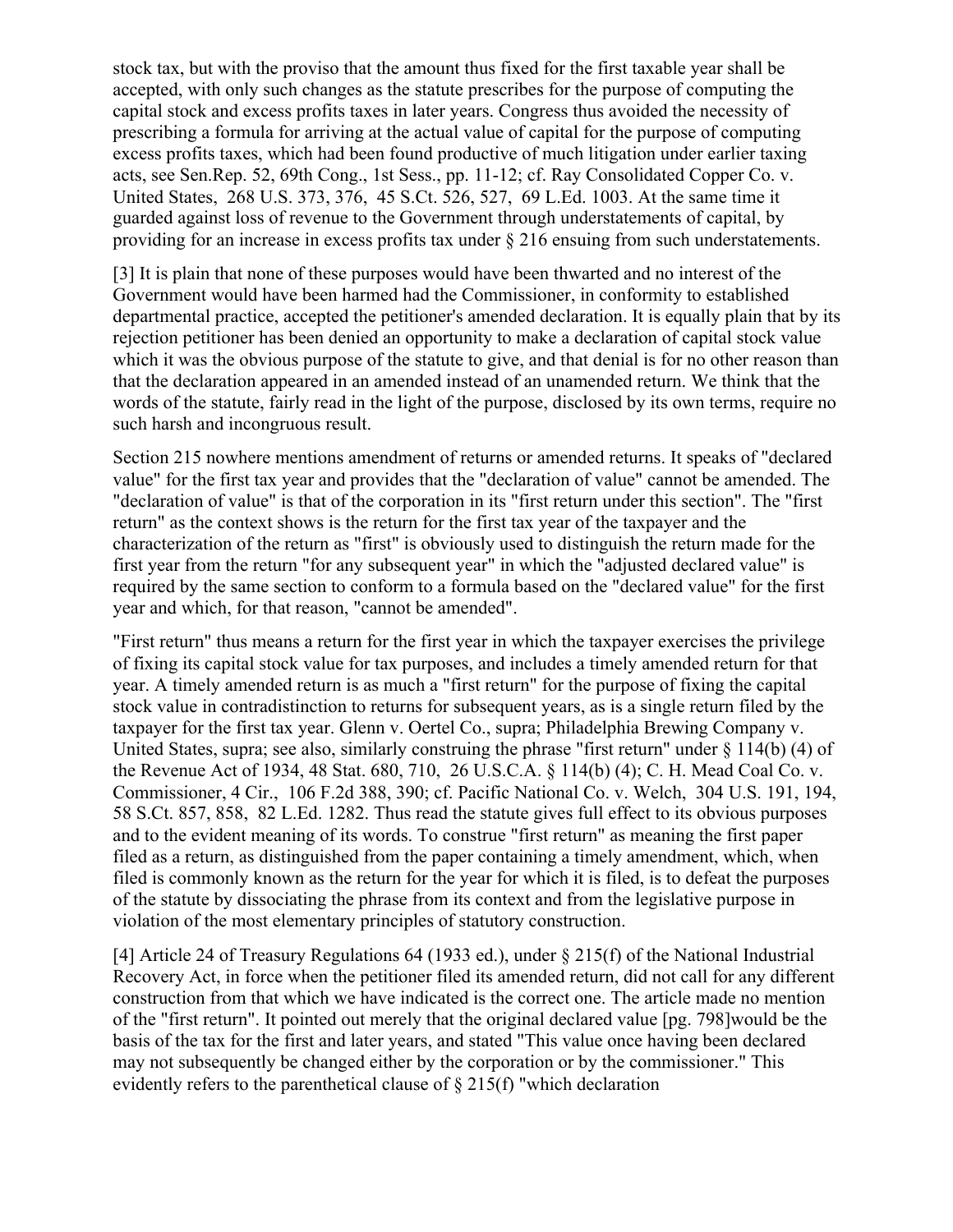stock tax, but with the proviso that the amount thus fixed for the first taxable year shall be accepted, with only such changes as the statute prescribes for the purpose of computing the capital stock and excess profits taxes in later years. Congress thus avoided the necessity of prescribing a formula for arriving at the actual value of capital for the purpose of computing excess profits taxes, which had been found productive of much litigation under earlier taxing acts, see Sen.Rep. 52, 69th Cong., 1st Sess., pp. 11-12; cf. Ray Consolidated Copper Co. v. United States, 268 U.S. 373, 376, 45 S.Ct. 526, 527, 69 L.Ed. 1003. At the same time it guarded against loss of revenue to the Government through understatements of capital, by providing for an increase in excess profits tax under § 216 ensuing from such understatements.

[3] It is plain that none of these purposes would have been thwarted and no interest of the Government would have been harmed had the Commissioner, in conformity to established departmental practice, accepted the petitioner's amended declaration. It is equally plain that by its rejection petitioner has been denied an opportunity to make a declaration of capital stock value which it was the obvious purpose of the statute to give, and that denial is for no other reason than that the declaration appeared in an amended instead of an unamended return. We think that the words of the statute, fairly read in the light of the purpose, disclosed by its own terms, require no such harsh and incongruous result.

Section 215 nowhere mentions amendment of returns or amended returns. It speaks of "declared value" for the first tax year and provides that the "declaration of value" cannot be amended. The "declaration of value" is that of the corporation in its "first return under this section". The "first return" as the context shows is the return for the first tax year of the taxpayer and the characterization of the return as "first" is obviously used to distinguish the return made for the first year from the return "for any subsequent year" in which the "adjusted declared value" is required by the same section to conform to a formula based on the "declared value" for the first year and which, for that reason, "cannot be amended".

"First return" thus means a return for the first year in which the taxpayer exercises the privilege of fixing its capital stock value for tax purposes, and includes a timely amended return for that year. A timely amended return is as much a "first return" for the purpose of fixing the capital stock value in contradistinction to returns for subsequent years, as is a single return filed by the taxpayer for the first tax year. Glenn v. Oertel Co., supra; Philadelphia Brewing Company v. United States, supra; see also, similarly construing the phrase "first return" under § 114(b) (4) of the Revenue Act of 1934, 48 Stat. 680, 710, 26 U.S.C.A. § 114(b) (4); C. H. Mead Coal Co. v. Commissioner, 4 Cir., 106 F.2d 388, 390; cf. Pacific National Co. v. Welch, 304 U.S. 191, 194, 58 S.Ct. 857, 858, 82 L.Ed. 1282. Thus read the statute gives full effect to its obvious purposes and to the evident meaning of its words. To construe "first return" as meaning the first paper filed as a return, as distinguished from the paper containing a timely amendment, which, when filed is commonly known as the return for the year for which it is filed, is to defeat the purposes of the statute by dissociating the phrase from its context and from the legislative purpose in violation of the most elementary principles of statutory construction.

[4] Article 24 of Treasury Regulations 64 (1933 ed.), under § 215(f) of the National Industrial Recovery Act, in force when the petitioner filed its amended return, did not call for any different construction from that which we have indicated is the correct one. The article made no mention of the "first return". It pointed out merely that the original declared value [pg. 798]would be the basis of the tax for the first and later years, and stated "This value once having been declared may not subsequently be changed either by the corporation or by the commissioner." This evidently refers to the parenthetical clause of § 215(f) "which declaration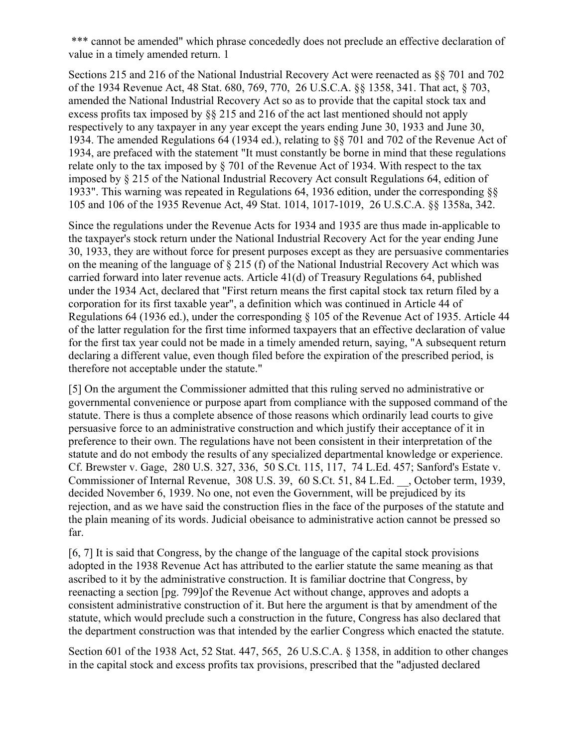*** cannot be amended" which phrase concededly does not preclude an effective declaration of value in a timely amended return. 1

Sections 215 and 216 of the National Industrial Recovery Act were reenacted as §§ 701 and 702 of the 1934 Revenue Act, 48 Stat. 680, 769, 770, 26 U.S.C.A. §§ 1358, 341. That act, § 703, amended the National Industrial Recovery Act so as to provide that the capital stock tax and excess profits tax imposed by §§ 215 and 216 of the act last mentioned should not apply respectively to any taxpayer in any year except the years ending June 30, 1933 and June 30, 1934. The amended Regulations 64 (1934 ed.), relating to §§ 701 and 702 of the Revenue Act of 1934, are prefaced with the statement "It must constantly be borne in mind that these regulations relate only to the tax imposed by § 701 of the Revenue Act of 1934. With respect to the tax imposed by § 215 of the National Industrial Recovery Act consult Regulations 64, edition of 1933". This warning was repeated in Regulations 64, 1936 edition, under the corresponding §§ 105 and 106 of the 1935 Revenue Act, 49 Stat. 1014, 1017-1019, 26 U.S.C.A. §§ 1358a, 342.

Since the regulations under the Revenue Acts for 1934 and 1935 are thus made in-applicable to the taxpayer's stock return under the National Industrial Recovery Act for the year ending June 30, 1933, they are without force for present purposes except as they are persuasive commentaries on the meaning of the language of § 215 (f) of the National Industrial Recovery Act which was carried forward into later revenue acts. Article 41(d) of Treasury Regulations 64, published under the 1934 Act, declared that "First return means the first capital stock tax return filed by a corporation for its first taxable year", a definition which was continued in Article 44 of Regulations 64 (1936 ed.), under the corresponding § 105 of the Revenue Act of 1935. Article 44 of the latter regulation for the first time informed taxpayers that an effective declaration of value for the first tax year could not be made in a timely amended return, saying, "A subsequent return declaring a different value, even though filed before the expiration of the prescribed period, is therefore not acceptable under the statute."

[5] On the argument the Commissioner admitted that this ruling served no administrative or governmental convenience or purpose apart from compliance with the supposed command of the statute. There is thus a complete absence of those reasons which ordinarily lead courts to give persuasive force to an administrative construction and which justify their acceptance of it in preference to their own. The regulations have not been consistent in their interpretation of the statute and do not embody the results of any specialized departmental knowledge or experience. Cf. Brewster v. Gage, 280 U.S. 327, 336, 50 S.Ct. 115, 117, 74 L.Ed. 457; Sanford's Estate v. Commissioner of Internal Revenue, 308 U.S. 39, 60 S.Ct. 51, 84 L.Ed. __, October term, 1939, decided November 6, 1939. No one, not even the Government, will be prejudiced by its rejection, and as we have said the construction flies in the face of the purposes of the statute and the plain meaning of its words. Judicial obeisance to administrative action cannot be pressed so far.

[6, 7] It is said that Congress, by the change of the language of the capital stock provisions adopted in the 1938 Revenue Act has attributed to the earlier statute the same meaning as that ascribed to it by the administrative construction. It is familiar doctrine that Congress, by reenacting a section [pg. 799]of the Revenue Act without change, approves and adopts a consistent administrative construction of it. But here the argument is that by amendment of the statute, which would preclude such a construction in the future, Congress has also declared that the department construction was that intended by the earlier Congress which enacted the statute.

Section 601 of the 1938 Act, 52 Stat. 447, 565, 26 U.S.C.A. § 1358, in addition to other changes in the capital stock and excess profits tax provisions, prescribed that the "adjusted declared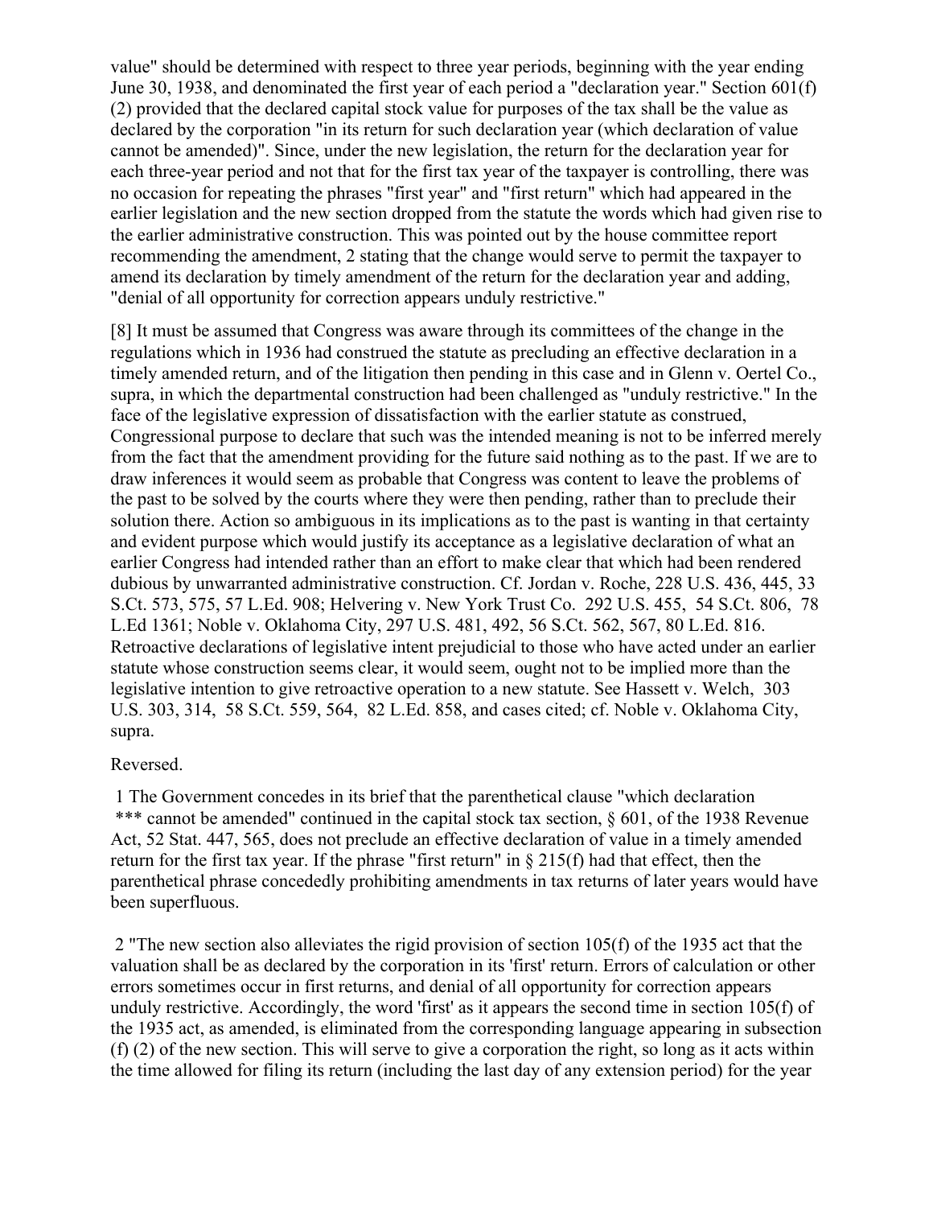value" should be determined with respect to three year periods, beginning with the year ending June 30, 1938, and denominated the first year of each period a "declaration year." Section 601(f)(2) provided that the declared capital stock value for purposes of the tax shall be the value as declared by the corporation "in its return for such declaration year (which declaration of value cannot be amended)". Since, under the new legislation, the return for the declaration year for each three-year period and not that for the first tax year of the taxpayer is controlling, there was no occasion for repeating the phrases "first year" and "first return" which had appeared in the earlier legislation and the new section dropped from the statute the words which had given rise to the earlier administrative construction. This was pointed out by the house committee report recommending the amendment, 2 stating that the change would serve to permit the taxpayer to amend its declaration by timely amendment of the return for the declaration year and adding, "denial of all opportunity for correction appears unduly restrictive."

[8] It must be assumed that Congress was aware through its committees of the change in the regulations which in 1936 had construed the statute as precluding an effective declaration in a timely amended return, and of the litigation then pending in this case and in Glenn v. Oertel Co., supra, in which the departmental construction had been challenged as "unduly restrictive." In the face of the legislative expression of dissatisfaction with the earlier statute as construed, Congressional purpose to declare that such was the intended meaning is not to be inferred merely from the fact that the amendment providing for the future said nothing as to the past. If we are to draw inferences it would seem as probable that Congress was content to leave the problems of the past to be solved by the courts where they were then pending, rather than to preclude their solution there. Action so ambiguous in its implications as to the past is wanting in that certainty and evident purpose which would justify its acceptance as a legislative declaration of what an earlier Congress had intended rather than an effort to make clear that which had been rendered dubious by unwarranted administrative construction. Cf. Jordan v. Roche, 228 U.S. 436, 445, 33 S.Ct. 573, 575, 57 L.Ed. 908; Helvering v. New York Trust Co. 292 U.S. 455, 54 S.Ct. 806, 78 L.Ed 1361; Noble v. Oklahoma City, 297 U.S. 481, 492, 56 S.Ct. 562, 567, 80 L.Ed. 816. Retroactive declarations of legislative intent prejudicial to those who have acted under an earlier statute whose construction seems clear, it would seem, ought not to be implied more than the legislative intention to give retroactive operation to a new statute. See Hassett v. Welch, 303 U.S. 303, 314, 58 S.Ct. 559, 564, 82 L.Ed. 858, and cases cited; cf. Noble v. Oklahoma City, supra.

Reversed.

1 The Government concedes in its brief that the parenthetical clause "which declaration *** cannot be amended" continued in the capital stock tax section, § 601, of the 1938 Revenue Act, 52 Stat. 447, 565, does not preclude an effective declaration of value in a timely amended return for the first tax year. If the phrase "first return" in § 215(f) had that effect, then the parenthetical phrase concededly prohibiting amendments in tax returns of later years would have been superfluous.

2 "The new section also alleviates the rigid provision of section 105(f) of the 1935 act that the valuation shall be as declared by the corporation in its 'first' return. Errors of calculation or other errors sometimes occur in first returns, and denial of all opportunity for correction appears unduly restrictive. Accordingly, the word 'first' as it appears the second time in section 105(f) of the 1935 act, as amended, is eliminated from the corresponding language appearing in subsection (f) (2) of the new section. This will serve to give a corporation the right, so long as it acts within the time allowed for filing its return (including the last day of any extension period) for the year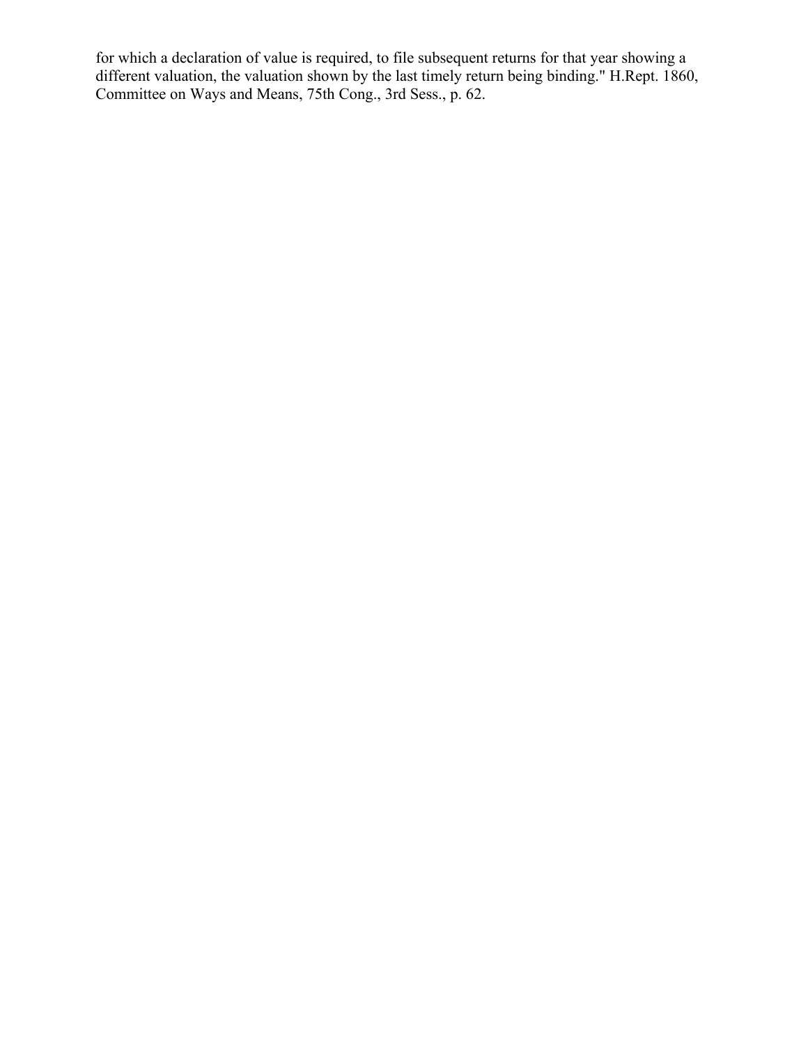for which a declaration of value is required, to file subsequent returns for that year showing a different valuation, the valuation shown by the last timely return being binding." H.Rept. 1860, Committee on Ways and Means, 75th Cong., 3rd Sess., p. 62.